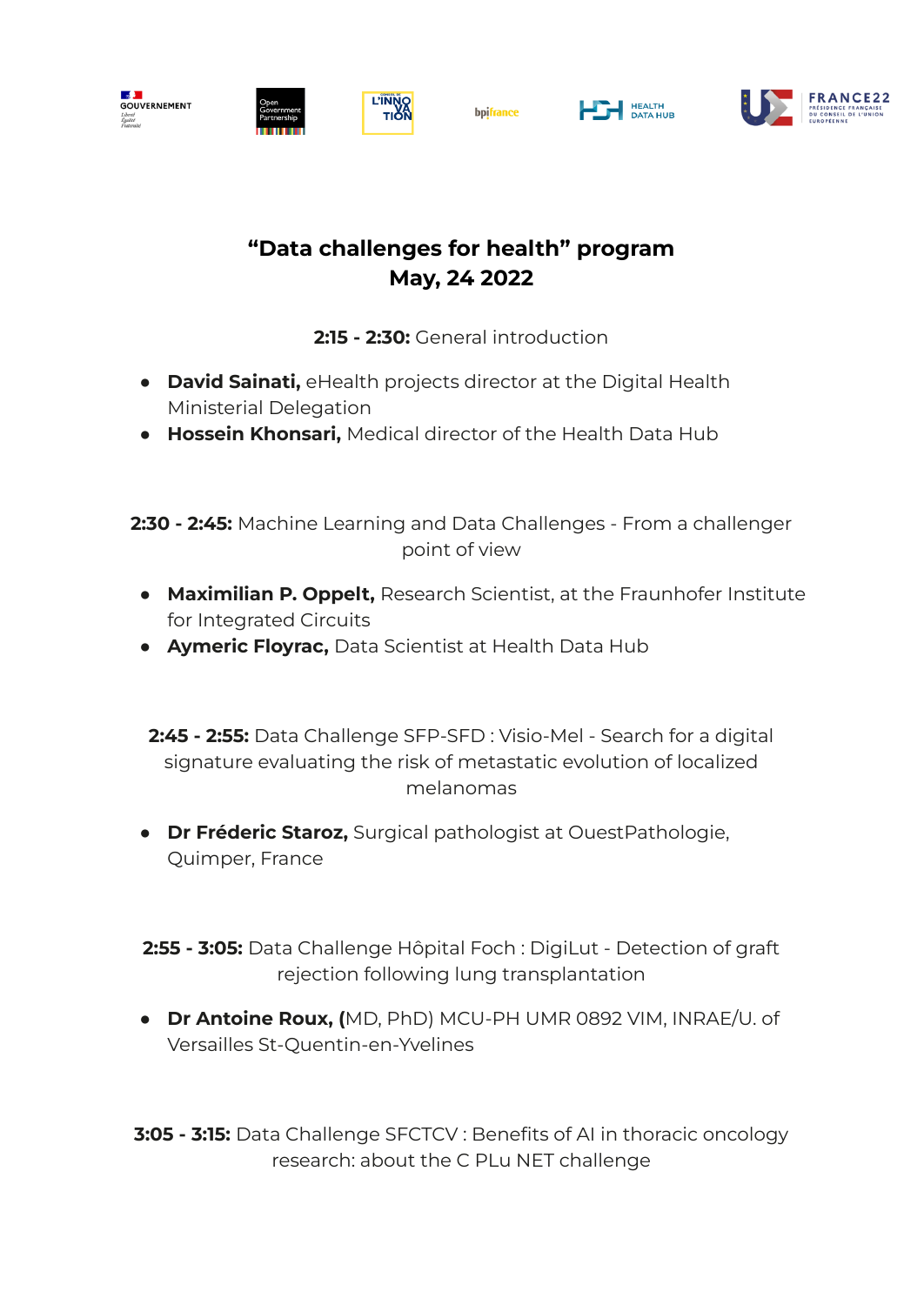# "Data challenges for health" program
# May, 24 2022

**2:15 - 2:30:** General introduction

- **David Sainati,** eHealth projects director at the Digital Health Ministerial Delegation
- **Hossein Khonsari,** Medical director of the Health Data Hub

**2:30 - 2:45:** Machine Learning and Data Challenges - From a challenger point of view

- **Maximilian P. Oppelt,** Research Scientist, at the Fraunhofer Institute for Integrated Circuits
- **Aymeric Floyrac,** Data Scientist at Health Data Hub

**2:45 - 2:55:** Data Challenge SFP-SFD : Visio-Mel - Search for a digital signature evaluating the risk of metastatic evolution of localized melanomas

- **Dr Fréderic Staroz,** Surgical pathologist at OuestPathologie, Quimper, France

**2:55 - 3:05:** Data Challenge Hôpital Foch : DigiLut - Detection of graft rejection following lung transplantation

- **Dr Antoine Roux, (**MD, PhD) MCU-PH UMR 0892 VIM, INRAE/U. of Versailles St-Quentin-en-Yvelines

**3:05 - 3:15:** Data Challenge SFCTCV : Benefits of AI in thoracic oncology research: about the C PLu NET challenge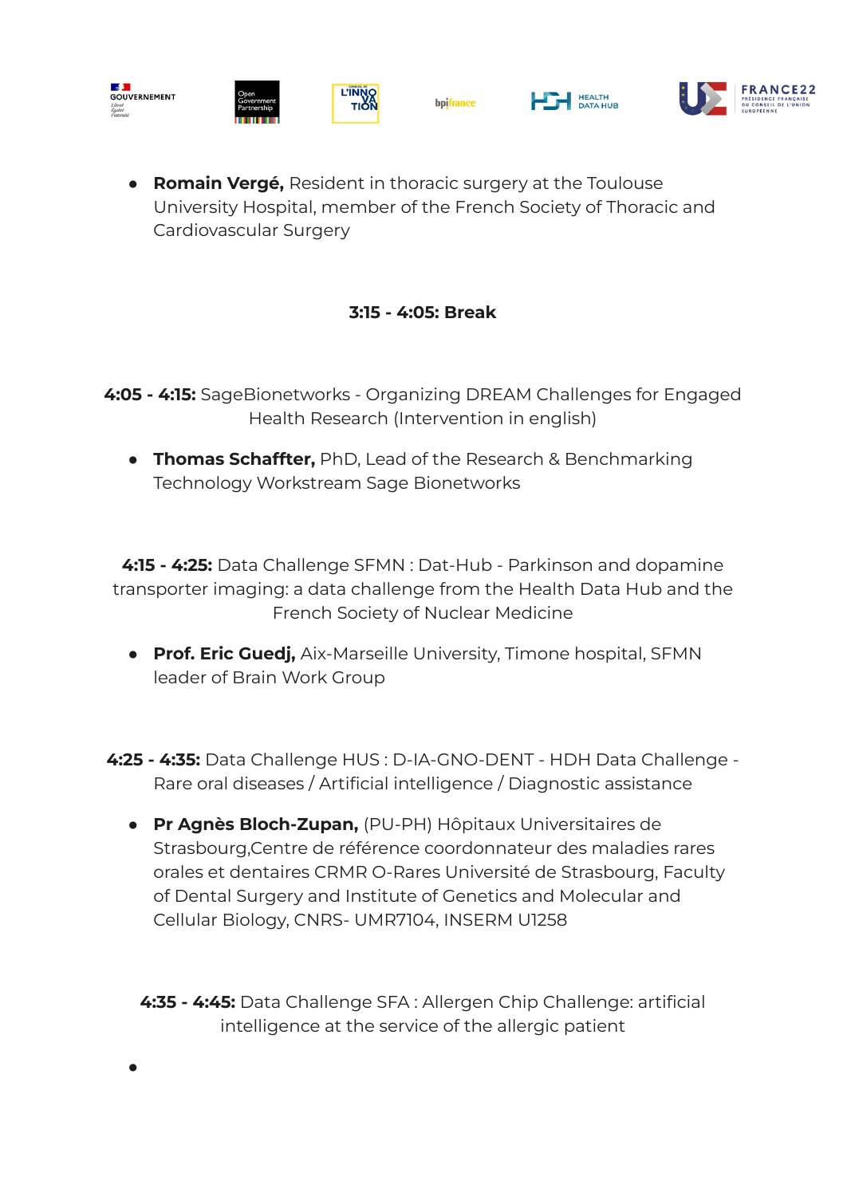- **Romain Vergé,** Resident in thoracic surgery at the Toulouse University Hospital, member of the French Society of Thoracic and Cardiovascular Surgery

**3:15 - 4:05: Break**

**4:05 - 4:15:** SageBionetworks - Organizing DREAM Challenges for Engaged Health Research (Intervention in english)

- **Thomas Schaffter,** PhD, Lead of the Research & Benchmarking Technology Workstream Sage Bionetworks

**4:15 - 4:25:** Data Challenge SFMN : Dat-Hub - Parkinson and dopamine transporter imaging: a data challenge from the Health Data Hub and the French Society of Nuclear Medicine

- **Prof. Eric Guedj,** Aix-Marseille University, Timone hospital, SFMN leader of Brain Work Group

**4:25 - 4:35:** Data Challenge HUS : D-IA-GNO-DENT - HDH Data Challenge - Rare oral diseases / Artificial intelligence / Diagnostic assistance

- **Pr Agnès Bloch-Zupan,** (PU-PH) Hôpitaux Universitaires de Strasbourg,Centre de référence coordonnateur des maladies rares orales et dentaires CRMR O-Rares Université de Strasbourg, Faculty of Dental Surgery and Institute of Genetics and Molecular and Cellular Biology, CNRS- UMR7104, INSERM U1258

**4:35 - 4:45:** Data Challenge SFA : Allergen Chip Challenge: artificial intelligence at the service of the allergic patient

-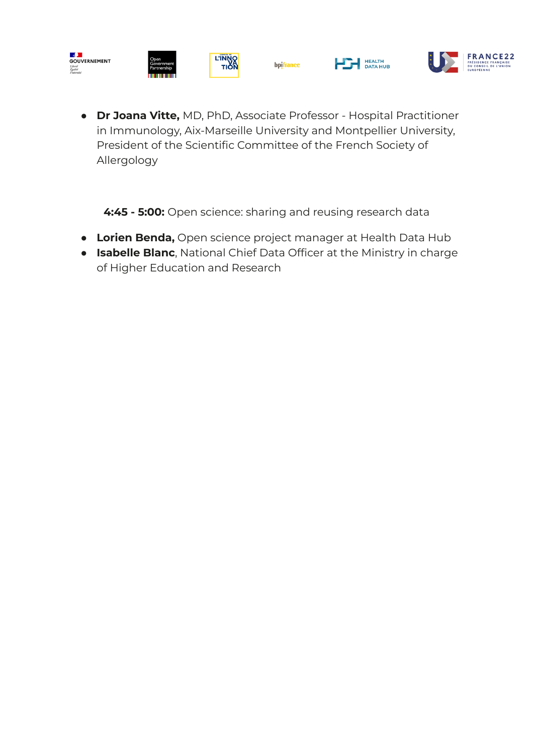- **Dr Joana Vitte,** MD, PhD, Associate Professor - Hospital Practitioner in Immunology, Aix-Marseille University and Montpellier University, President of the Scientific Committee of the French Society of Allergology

**4:45 - 5:00:** Open science: sharing and reusing research data

- **Lorien Benda,** Open science project manager at Health Data Hub
- **Isabelle Blanc**, National Chief Data Officer at the Ministry in charge of Higher Education and Research